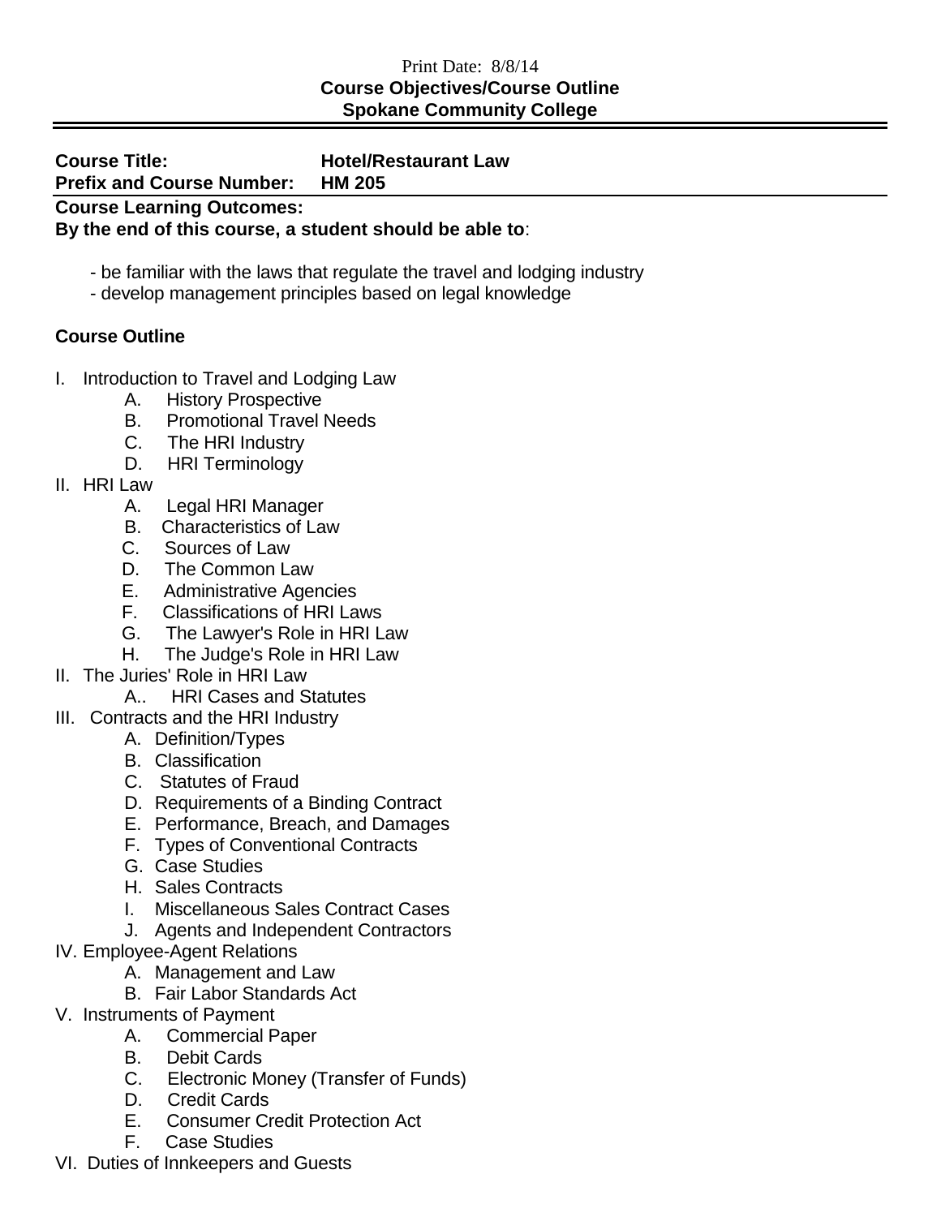Print Date: 8/8/14

**Course Objectives/Course Outline**
**Spokane Community College**

---

**Course Title:** **Hotel/Restaurant Law**
**Prefix and Course Number:** **HM 205**

**Course Learning Outcomes:**
**By the end of this course, a student should be able to**:

- be familiar with the laws that regulate the travel and lodging industry
- develop management principles based on legal knowledge

**Course Outline**

I. Introduction to Travel and Lodging Law
   - A. History Prospective
   - B. Promotional Travel Needs
   - C. The HRI Industry
   - D. HRI Terminology

II. HRI Law
   - A. Legal HRI Manager
   - B. Characteristics of Law
   - C. Sources of Law
   - D. The Common Law
   - E. Administrative Agencies
   - F. Classifications of HRI Laws
   - G. The Lawyer's Role in HRI Law
   - H. The Judge's Role in HRI Law

II. The Juries' Role in HRI Law
   - A.. HRI Cases and Statutes

III. Contracts and the HRI Industry
   - A. Definition/Types
   - B. Classification
   - C. Statutes of Fraud
   - D. Requirements of a Binding Contract
   - E. Performance, Breach, and Damages
   - F. Types of Conventional Contracts
   - G. Case Studies
   - H. Sales Contracts
   - I. Miscellaneous Sales Contract Cases
   - J. Agents and Independent Contractors

IV. Employee-Agent Relations
   - A. Management and Law
   - B. Fair Labor Standards Act

V. Instruments of Payment
   - A. Commercial Paper
   - B. Debit Cards
   - C. Electronic Money (Transfer of Funds)
   - D. Credit Cards
   - E. Consumer Credit Protection Act
   - F. Case Studies

VI. Duties of Innkeepers and Guests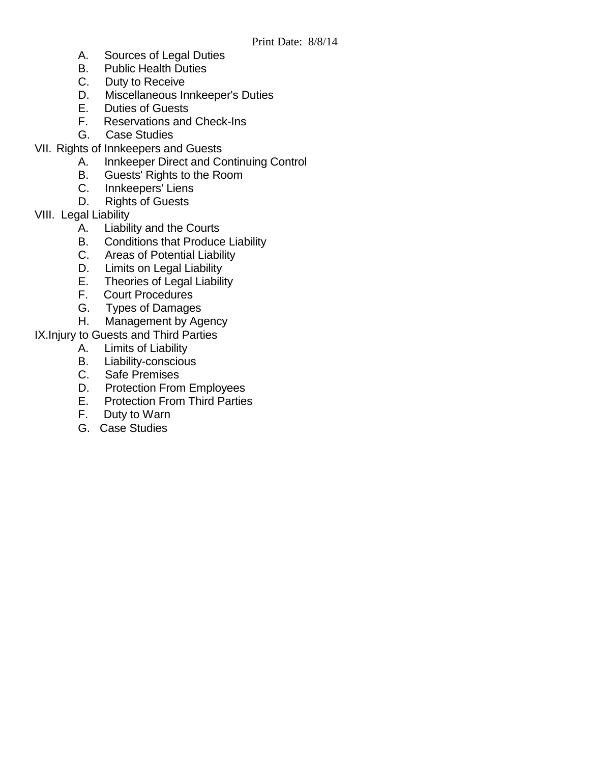Print Date: 8/8/14

- A. Sources of Legal Duties
- B. Public Health Duties
- C. Duty to Receive
- D. Miscellaneous Innkeeper's Duties
- E. Duties of Guests
- F. Reservations and Check-Ins
- G. Case Studies

VII. Rights of Innkeepers and Guests

- A. Innkeeper Direct and Continuing Control
- B. Guests' Rights to the Room
- C. Innkeepers' Liens
- D. Rights of Guests

VIII. Legal Liability

- A. Liability and the Courts
- B. Conditions that Produce Liability
- C. Areas of Potential Liability
- D. Limits on Legal Liability
- E. Theories of Legal Liability
- F. Court Procedures
- G. Types of Damages
- H. Management by Agency

IX. Injury to Guests and Third Parties

- A. Limits of Liability
- B. Liability-conscious
- C. Safe Premises
- D. Protection From Employees
- E. Protection From Third Parties
- F. Duty to Warn
- G. Case Studies